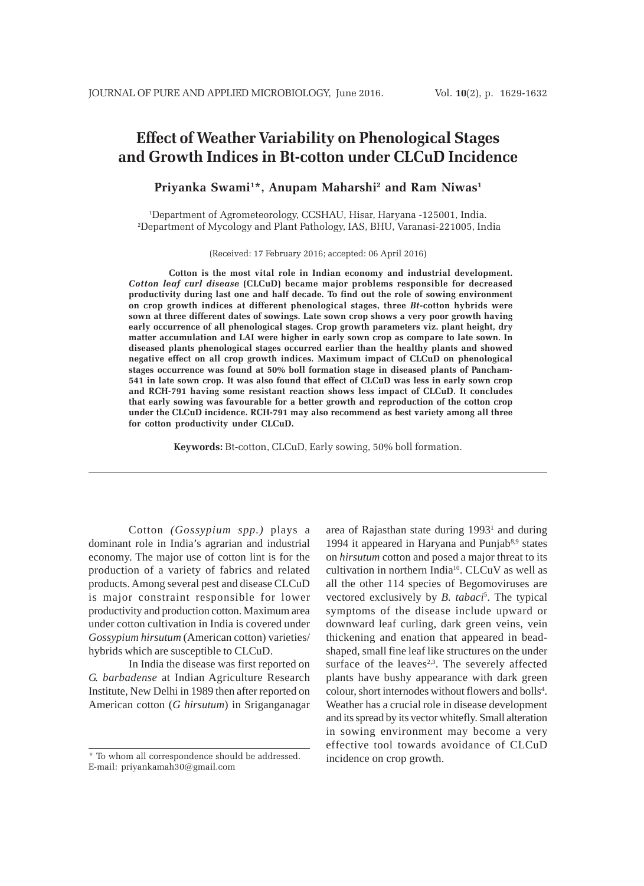# Effect of Weather Variability on Phenological Stages and Growth Indices in Bt-cotton under CLCuD Incidence

**Priyanka Swami[1]*, Anupam Maharshi[2] and Ram Niwas[1]**

[1]Department of Agrometeorology, CCSHAU, Hisar, Haryana -125001, India.
[2]Department of Mycology and Plant Pathology, IAS, BHU, Varanasi-221005, India

(Received: 17 February 2016; accepted: 06 April 2016)

**Cotton is the most vital role in Indian economy and industrial development. *Cotton leaf curl disease* (CLCuD) became major problems responsible for decreased productivity during last one and half decade. To find out the role of sowing environment on crop growth indices at different phenological stages, three *Bt*-cotton hybrids were sown at three different dates of sowings. Late sown crop shows a very poor growth having early occurrence of all phenological stages. Crop growth parameters viz. plant height, dry matter accumulation and LAI were higher in early sown crop as compare to late sown. In diseased plants phenological stages occurred earlier than the healthy plants and showed negative effect on all crop growth indices. Maximum impact of CLCuD on phenological stages occurrence was found at 50% boll formation stage in diseased plants of Pancham-541 in late sown crop. It was also found that effect of CLCuD was less in early sown crop and RCH-791 having some resistant reaction shows less impact of CLCuD. It concludes that early sowing was favourable for a better growth and reproduction of the cotton crop under the CLCuD incidence. RCH-791 may also recommend as best variety among all three for cotton productivity under CLCuD.**

**Keywords:** Bt-cotton, CLCuD, Early sowing, 50% boll formation.

---

Cotton *(Gossypium spp.)* plays a dominant role in India's agrarian and industrial economy. The major use of cotton lint is for the production of a variety of fabrics and related products. Among several pest and disease CLCuD is major constraint responsible for lower productivity and production cotton. Maximum area under cotton cultivation in India is covered under *Gossypium hirsutum* (American cotton) varieties/ hybrids which are susceptible to CLCuD.

In India the disease was first reported on *G. barbadense* at Indian Agriculture Research Institute, New Delhi in 1989 then after reported on American cotton (*G hirsutum*) in Sriganganagar area of Rajasthan state during 1993[1] and during 1994 it appeared in Haryana and Punjab[8,9] states on *hirsutum* cotton and posed a major threat to its cultivation in northern India[10]. CLCuV as well as all the other 114 species of Begomoviruses are vectored exclusively by *B. tabaci*[5]. The typical symptoms of the disease include upward or downward leaf curling, dark green veins, vein thickening and enation that appeared in bead-shaped, small fine leaf like structures on the under surface of the leaves[2,3]. The severely affected plants have bushy appearance with dark green colour, short internodes without flowers and bolls[4]. Weather has a crucial role in disease development and its spread by its vector whitefly. Small alteration in sowing environment may become a very effective tool towards avoidance of CLCuD incidence on crop growth.

---

\* To whom all correspondence should be addressed.
E-mail: priyankamah30@gmail.com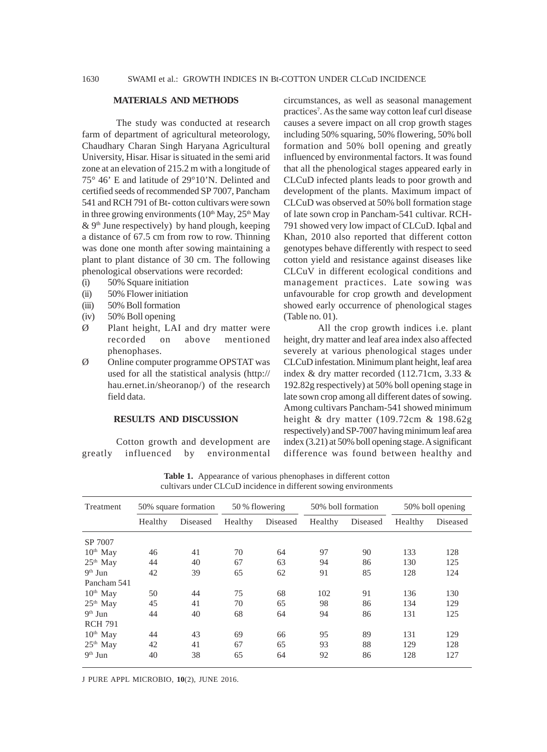## MATERIALS AND METHODS

The study was conducted at research farm of department of agricultural meteorology, Chaudhary Charan Singh Haryana Agricultural University, Hisar. Hisar is situated in the semi arid zone at an elevation of 215.2 m with a longitude of 75° 46' E and latitude of 29°10'N. Delinted and certified seeds of recommended SP 7007, Pancham 541 and RCH 791 of Bt- cotton cultivars were sown in three growing environments (10th May, 25th May & 9th June respectively) by hand plough, keeping a distance of 67.5 cm from row to row. Thinning was done one month after sowing maintaining a plant to plant distance of 30 cm. The following phenological observations were recorded:

(i) 50% Square initiation
(ii) 50% Flower initiation
(iii) 50% Boll formation
(iv) 50% Boll opening

- Plant height, LAI and dry matter were recorded on above mentioned phenophases.
- Online computer programme OPSTAT was used for all the statistical analysis (http://hau.ernet.in/sheoranop/) of the research field data.

## RESULTS AND DISCUSSION

Cotton growth and development are greatly influenced by environmental circumstances, as well as seasonal management practices[7]. As the same way cotton leaf curl disease causes a severe impact on all crop growth stages including 50% squaring, 50% flowering, 50% boll formation and 50% boll opening and greatly influenced by environmental factors. It was found that all the phenological stages appeared early in CLCuD infected plants leads to poor growth and development of the plants. Maximum impact of CLCuD was observed at 50% boll formation stage of late sown crop in Pancham-541 cultivar. RCH-791 showed very low impact of CLCuD. Iqbal and Khan, 2010 also reported that different cotton genotypes behave differently with respect to seed cotton yield and resistance against diseases like CLCuV in different ecological conditions and management practices. Late sowing was unfavourable for crop growth and development showed early occurrence of phenological stages (Table no. 01).

All the crop growth indices i.e. plant height, dry matter and leaf area index also affected severely at various phenological stages under CLCuD infestation. Minimum plant height, leaf area index & dry matter recorded (112.71cm, 3.33 & 192.82g respectively) at 50% boll opening stage in late sown crop among all different dates of sowing. Among cultivars Pancham-541 showed minimum height & dry matter (109.72cm & 198.62g respectively) and SP-7007 having minimum leaf area index (3.21) at 50% boll opening stage. A significant difference was found between healthy and

**Table 1.** Appearance of various phenophases in different cotton cultivars under CLCuD incidence in different sowing environments

| Treatment | 50% square formation | | 50 % flowering | | 50% boll formation | | 50% boll opening | |
|---|---|---|---|---|---|---|---|---|
| | Healthy | Diseased | Healthy | Diseased | Healthy | Diseased | Healthy | Diseased |
| SP 7007 | | | | | | | | |
| 10th May | 46 | 41 | 70 | 64 | 97 | 90 | 133 | 128 |
| 25th May | 44 | 40 | 67 | 63 | 94 | 86 | 130 | 125 |
| 9th Jun | 42 | 39 | 65 | 62 | 91 | 85 | 128 | 124 |
| Pancham 541 | | | | | | | | |
| 10th May | 50 | 44 | 75 | 68 | 102 | 91 | 136 | 130 |
| 25th May | 45 | 41 | 70 | 65 | 98 | 86 | 134 | 129 |
| 9th Jun | 44 | 40 | 68 | 64 | 94 | 86 | 131 | 125 |
| RCH 791 | | | | | | | | |
| 10th May | 44 | 43 | 69 | 66 | 95 | 89 | 131 | 129 |
| 25th May | 42 | 41 | 67 | 65 | 93 | 88 | 129 | 128 |
| 9th Jun | 40 | 38 | 65 | 64 | 92 | 86 | 128 | 127 |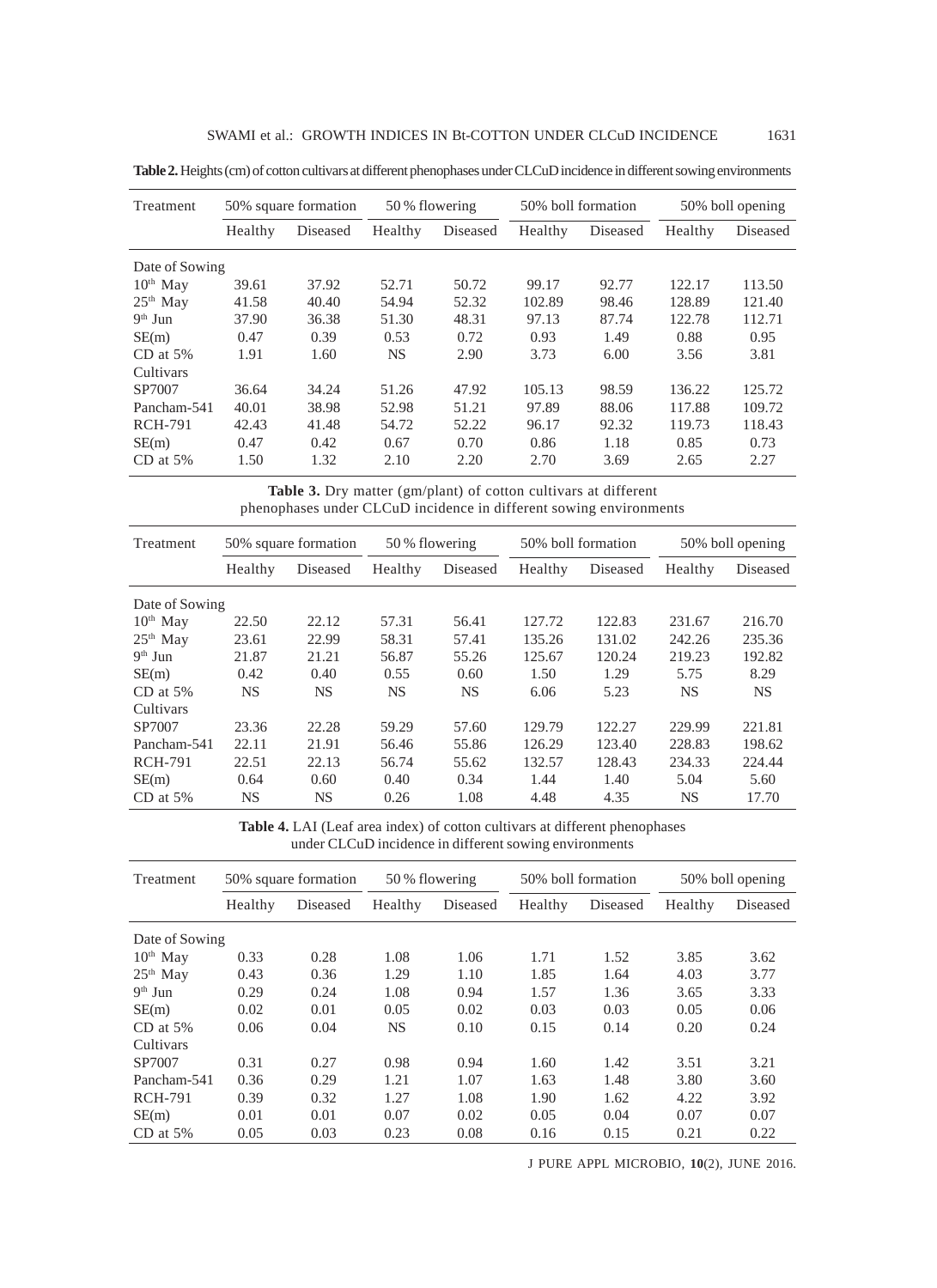**Table 2.** Heights (cm) of cotton cultivars at different phenophases under CLCuD incidence in different sowing environments

| Treatment | 50% square formation | | 50 % flowering | | 50% boll formation | | 50% boll opening | |
|---|---|---|---|---|---|---|---|---|
| | Healthy | Diseased | Healthy | Diseased | Healthy | Diseased | Healthy | Diseased |
| Date of Sowing | | | | | | | | |
| 10th May | 39.61 | 37.92 | 52.71 | 50.72 | 99.17 | 92.77 | 122.17 | 113.50 |
| 25th May | 41.58 | 40.40 | 54.94 | 52.32 | 102.89 | 98.46 | 128.89 | 121.40 |
| 9th Jun | 37.90 | 36.38 | 51.30 | 48.31 | 97.13 | 87.74 | 122.78 | 112.71 |
| SE(m) | 0.47 | 0.39 | 0.53 | 0.72 | 0.93 | 1.49 | 0.88 | 0.95 |
| CD at 5% | 1.91 | 1.60 | NS | 2.90 | 3.73 | 6.00 | 3.56 | 3.81 |
| Cultivars | | | | | | | | |
| SP7007 | 36.64 | 34.24 | 51.26 | 47.92 | 105.13 | 98.59 | 136.22 | 125.72 |
| Pancham-541 | 40.01 | 38.98 | 52.98 | 51.21 | 97.89 | 88.06 | 117.88 | 109.72 |
| RCH-791 | 42.43 | 41.48 | 54.72 | 52.22 | 96.17 | 92.32 | 119.73 | 118.43 |
| SE(m) | 0.47 | 0.42 | 0.67 | 0.70 | 0.86 | 1.18 | 0.85 | 0.73 |
| CD at 5% | 1.50 | 1.32 | 2.10 | 2.20 | 2.70 | 3.69 | 2.65 | 2.27 |

**Table 3.** Dry matter (gm/plant) of cotton cultivars at different phenophases under CLCuD incidence in different sowing environments

| Treatment | 50% square formation | | 50 % flowering | | 50% boll formation | | 50% boll opening | |
|---|---|---|---|---|---|---|---|---|
| | Healthy | Diseased | Healthy | Diseased | Healthy | Diseased | Healthy | Diseased |
| Date of Sowing | | | | | | | | |
| 10th May | 22.50 | 22.12 | 57.31 | 56.41 | 127.72 | 122.83 | 231.67 | 216.70 |
| 25th May | 23.61 | 22.99 | 58.31 | 57.41 | 135.26 | 131.02 | 242.26 | 235.36 |
| 9th Jun | 21.87 | 21.21 | 56.87 | 55.26 | 125.67 | 120.24 | 219.23 | 192.82 |
| SE(m) | 0.42 | 0.40 | 0.55 | 0.60 | 1.50 | 1.29 | 5.75 | 8.29 |
| CD at 5% | NS | NS | NS | NS | 6.06 | 5.23 | NS | NS |
| Cultivars | | | | | | | | |
| SP7007 | 23.36 | 22.28 | 59.29 | 57.60 | 129.79 | 122.27 | 229.99 | 221.81 |
| Pancham-541 | 22.11 | 21.91 | 56.46 | 55.86 | 126.29 | 123.40 | 228.83 | 198.62 |
| RCH-791 | 22.51 | 22.13 | 56.74 | 55.62 | 132.57 | 128.43 | 234.33 | 224.44 |
| SE(m) | 0.64 | 0.60 | 0.40 | 0.34 | 1.44 | 1.40 | 5.04 | 5.60 |
| CD at 5% | NS | NS | 0.26 | 1.08 | 4.48 | 4.35 | NS | 17.70 |

**Table 4.** LAI (Leaf area index) of cotton cultivars at different phenophases under CLCuD incidence in different sowing environments

| Treatment | 50% square formation | | 50 % flowering | | 50% boll formation | | 50% boll opening | |
|---|---|---|---|---|---|---|---|---|
| | Healthy | Diseased | Healthy | Diseased | Healthy | Diseased | Healthy | Diseased |
| Date of Sowing | | | | | | | | |
| 10th May | 0.33 | 0.28 | 1.08 | 1.06 | 1.71 | 1.52 | 3.85 | 3.62 |
| 25th May | 0.43 | 0.36 | 1.29 | 1.10 | 1.85 | 1.64 | 4.03 | 3.77 |
| 9th Jun | 0.29 | 0.24 | 1.08 | 0.94 | 1.57 | 1.36 | 3.65 | 3.33 |
| SE(m) | 0.02 | 0.01 | 0.05 | 0.02 | 0.03 | 0.03 | 0.05 | 0.06 |
| CD at 5% | 0.06 | 0.04 | NS | 0.10 | 0.15 | 0.14 | 0.20 | 0.24 |
| Cultivars | | | | | | | | |
| SP7007 | 0.31 | 0.27 | 0.98 | 0.94 | 1.60 | 1.42 | 3.51 | 3.21 |
| Pancham-541 | 0.36 | 0.29 | 1.21 | 1.07 | 1.63 | 1.48 | 3.80 | 3.60 |
| RCH-791 | 0.39 | 0.32 | 1.27 | 1.08 | 1.90 | 1.62 | 4.22 | 3.92 |
| SE(m) | 0.01 | 0.01 | 0.07 | 0.02 | 0.05 | 0.04 | 0.07 | 0.07 |
| CD at 5% | 0.05 | 0.03 | 0.23 | 0.08 | 0.16 | 0.15 | 0.21 | 0.22 |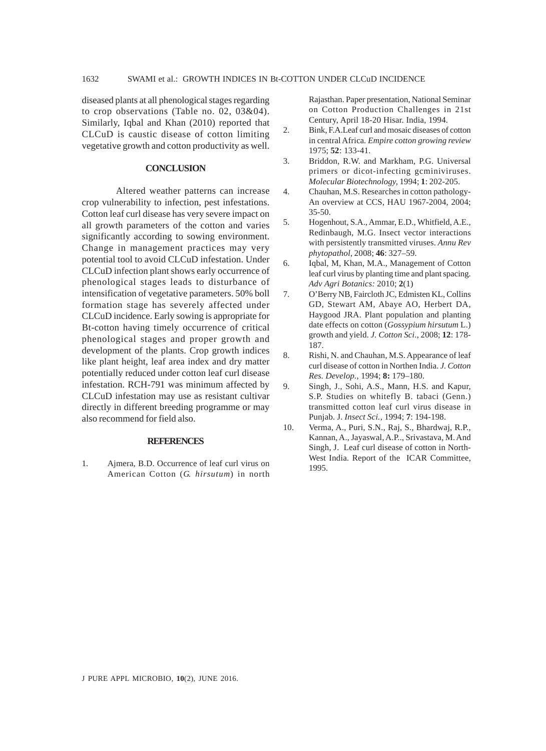diseased plants at all phenological stages regarding to crop observations (Table no. 02, 03&04). Similarly, Iqbal and Khan (2010) reported that CLCuD is caustic disease of cotton limiting vegetative growth and cotton productivity as well.

## CONCLUSION

Altered weather patterns can increase crop vulnerability to infection, pest infestations. Cotton leaf curl disease has very severe impact on all growth parameters of the cotton and varies significantly according to sowing environment. Change in management practices may very potential tool to avoid CLCuD infestation. Under CLCuD infection plant shows early occurrence of phenological stages leads to disturbance of intensification of vegetative parameters. 50% boll formation stage has severely affected under CLCuD incidence. Early sowing is appropriate for Bt-cotton having timely occurrence of critical phenological stages and proper growth and development of the plants. Crop growth indices like plant height, leaf area index and dry matter potentially reduced under cotton leaf curl disease infestation. RCH-791 was minimum affected by CLCuD infestation may use as resistant cultivar directly in different breeding programme or may also recommend for field also.

## REFERENCES

1. Ajmera, B.D. Occurrence of leaf curl virus on American Cotton (*G. hirsutum*) in north Rajasthan. Paper presentation, National Seminar on Cotton Production Challenges in 21st Century, April 18-20 Hisar. India, 1994.
2. Bink, F.A.Leaf curl and mosaic diseases of cotton in central Africa. *Empire cotton growing review* 1975; **52**: 133-41.
3. Briddon, R.W. and Markham, P.G. Universal primers or dicot-infecting gcminiviruses. *Molecular Biotechnology,* 1994; **1**: 202-205.
4. Chauhan, M.S. Researches in cotton pathology-An overview at CCS, HAU 1967-2004, 2004; 35-50.
5. Hogenhout, S.A., Ammar, E.D., Whitfield, A.E., Redinbaugh, M.G. Insect vector interactions with persistently transmitted viruses. *Annu Rev phytopathol*, 2008; **46**: 327–59.
6. Iqbal, M, Khan, M.A., Management of Cotton leaf curl virus by planting time and plant spacing. *Adv Agri Botanics:* 2010; **2**(1)
7. O'Berry NB, Faircloth JC, Edmisten KL, Collins GD, Stewart AM, Abaye AO, Herbert DA, Haygood JRA. Plant population and planting date effects on cotton (*Gossypium hirsutum* L.) growth and yield. *J. Cotton Sci.*, 2008; **12**: 178-187.
8. Rishi, N. and Chauhan, M.S. Appearance of leaf curl disease of cotton in Northen India. *J. Cotton Res. Develop.,* 1994; **8:** 179–180.
9. Singh, J., Sohi, A.S., Mann, H.S. and Kapur, S.P. Studies on whitefly B. tabaci (Genn.) transmitted cotton leaf curl virus disease in Punjab. J. *Insect Sci.,* 1994; **7**: 194-198.
10. Verma, A., Puri, S.N., Raj, S., Bhardwaj, R.P., Kannan, A., Jayaswal, A.P.., Srivastava, M. And Singh, J. Leaf curl disease of cotton in North-West India. Report of the ICAR Committee, 1995.